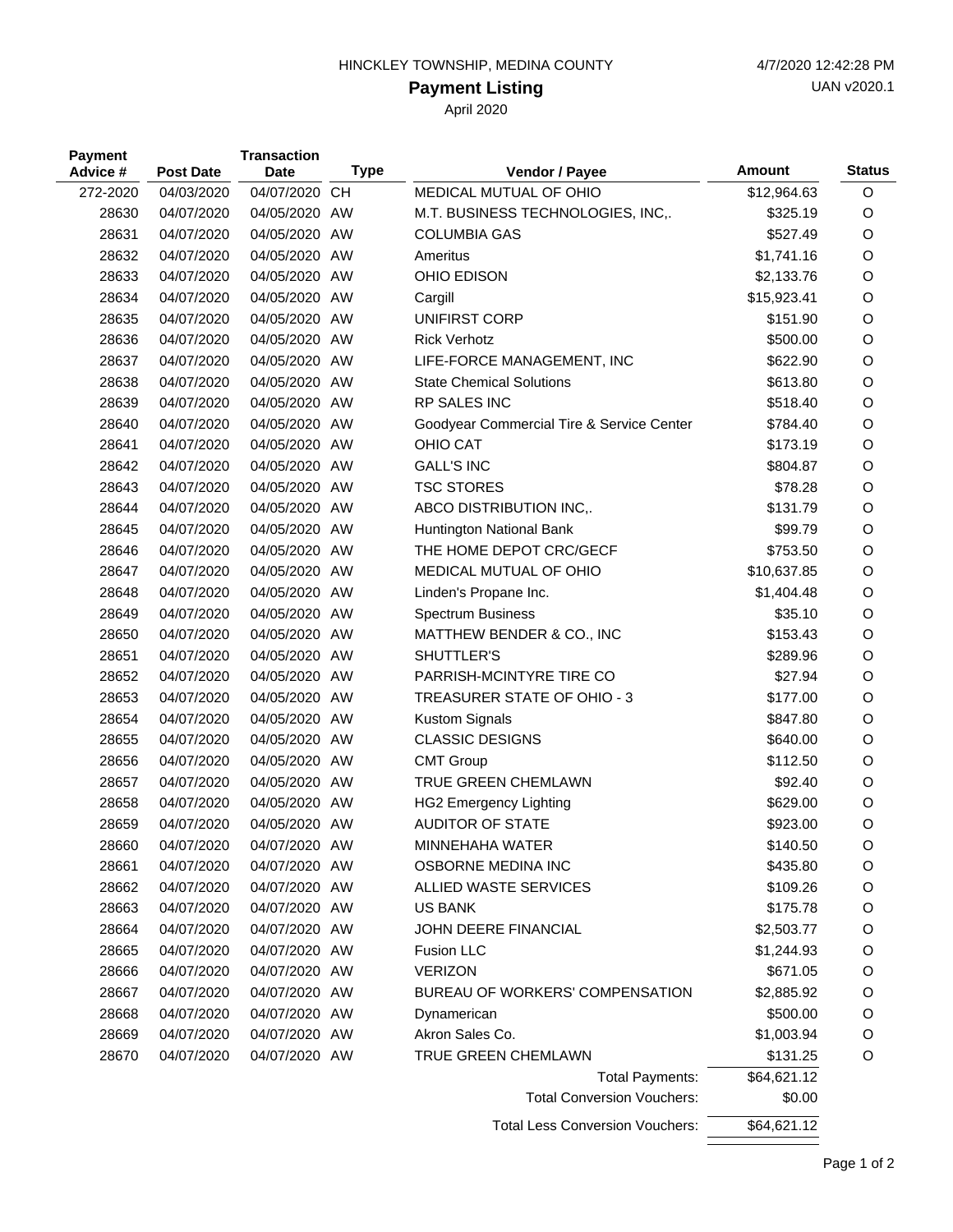HINCKLEY TOWNSHIP, MEDINA COUNTY

4/7/2020 12:42:28 PM

UAN v2020.1

# Payment Listing

April 2020

| Payment Advice # | Post Date | Transaction Date | Type | Vendor / Payee | Amount | Status |
|---|---|---|---|---|---|---|
| 272-2020 | 04/03/2020 | 04/07/2020 | CH | MEDICAL MUTUAL OF OHIO | $12,964.63 | O |
| 28630 | 04/07/2020 | 04/05/2020 | AW | M.T. BUSINESS TECHNOLOGIES, INC,. | $325.19 | O |
| 28631 | 04/07/2020 | 04/05/2020 | AW | COLUMBIA GAS | $527.49 | O |
| 28632 | 04/07/2020 | 04/05/2020 | AW | Ameritus | $1,741.16 | O |
| 28633 | 04/07/2020 | 04/05/2020 | AW | OHIO EDISON | $2,133.76 | O |
| 28634 | 04/07/2020 | 04/05/2020 | AW | Cargill | $15,923.41 | O |
| 28635 | 04/07/2020 | 04/05/2020 | AW | UNIFIRST CORP | $151.90 | O |
| 28636 | 04/07/2020 | 04/05/2020 | AW | Rick Verhotz | $500.00 | O |
| 28637 | 04/07/2020 | 04/05/2020 | AW | LIFE-FORCE MANAGEMENT, INC | $622.90 | O |
| 28638 | 04/07/2020 | 04/05/2020 | AW | State Chemical Solutions | $613.80 | O |
| 28639 | 04/07/2020 | 04/05/2020 | AW | RP SALES INC | $518.40 | O |
| 28640 | 04/07/2020 | 04/05/2020 | AW | Goodyear Commercial Tire & Service Center | $784.40 | O |
| 28641 | 04/07/2020 | 04/05/2020 | AW | OHIO CAT | $173.19 | O |
| 28642 | 04/07/2020 | 04/05/2020 | AW | GALL'S INC | $804.87 | O |
| 28643 | 04/07/2020 | 04/05/2020 | AW | TSC STORES | $78.28 | O |
| 28644 | 04/07/2020 | 04/05/2020 | AW | ABCO DISTRIBUTION INC,. | $131.79 | O |
| 28645 | 04/07/2020 | 04/05/2020 | AW | Huntington National Bank | $99.79 | O |
| 28646 | 04/07/2020 | 04/05/2020 | AW | THE HOME DEPOT CRC/GECF | $753.50 | O |
| 28647 | 04/07/2020 | 04/05/2020 | AW | MEDICAL MUTUAL OF OHIO | $10,637.85 | O |
| 28648 | 04/07/2020 | 04/05/2020 | AW | Linden's Propane Inc. | $1,404.48 | O |
| 28649 | 04/07/2020 | 04/05/2020 | AW | Spectrum Business | $35.10 | O |
| 28650 | 04/07/2020 | 04/05/2020 | AW | MATTHEW BENDER & CO., INC | $153.43 | O |
| 28651 | 04/07/2020 | 04/05/2020 | AW | SHUTTLER'S | $289.96 | O |
| 28652 | 04/07/2020 | 04/05/2020 | AW | PARRISH-MCINTYRE TIRE CO | $27.94 | O |
| 28653 | 04/07/2020 | 04/05/2020 | AW | TREASURER STATE OF OHIO - 3 | $177.00 | O |
| 28654 | 04/07/2020 | 04/05/2020 | AW | Kustom Signals | $847.80 | O |
| 28655 | 04/07/2020 | 04/05/2020 | AW | CLASSIC DESIGNS | $640.00 | O |
| 28656 | 04/07/2020 | 04/05/2020 | AW | CMT Group | $112.50 | O |
| 28657 | 04/07/2020 | 04/05/2020 | AW | TRUE GREEN CHEMLAWN | $92.40 | O |
| 28658 | 04/07/2020 | 04/05/2020 | AW | HG2 Emergency Lighting | $629.00 | O |
| 28659 | 04/07/2020 | 04/05/2020 | AW | AUDITOR OF STATE | $923.00 | O |
| 28660 | 04/07/2020 | 04/07/2020 | AW | MINNEHAHA WATER | $140.50 | O |
| 28661 | 04/07/2020 | 04/07/2020 | AW | OSBORNE MEDINA INC | $435.80 | O |
| 28662 | 04/07/2020 | 04/07/2020 | AW | ALLIED WASTE SERVICES | $109.26 | O |
| 28663 | 04/07/2020 | 04/07/2020 | AW | US BANK | $175.78 | O |
| 28664 | 04/07/2020 | 04/07/2020 | AW | JOHN DEERE FINANCIAL | $2,503.77 | O |
| 28665 | 04/07/2020 | 04/07/2020 | AW | Fusion LLC | $1,244.93 | O |
| 28666 | 04/07/2020 | 04/07/2020 | AW | VERIZON | $671.05 | O |
| 28667 | 04/07/2020 | 04/07/2020 | AW | BUREAU OF WORKERS' COMPENSATION | $2,885.92 | O |
| 28668 | 04/07/2020 | 04/07/2020 | AW | Dynamerican | $500.00 | O |
| 28669 | 04/07/2020 | 04/07/2020 | AW | Akron Sales Co. | $1,003.94 | O |
| 28670 | 04/07/2020 | 04/07/2020 | AW | TRUE GREEN CHEMLAWN | $131.25 | O |
| | | | | Total Payments: | $64,621.12 | |
| | | | | Total Conversion Vouchers: | $0.00 | |
| | | | | Total Less Conversion Vouchers: | $64,621.12 | |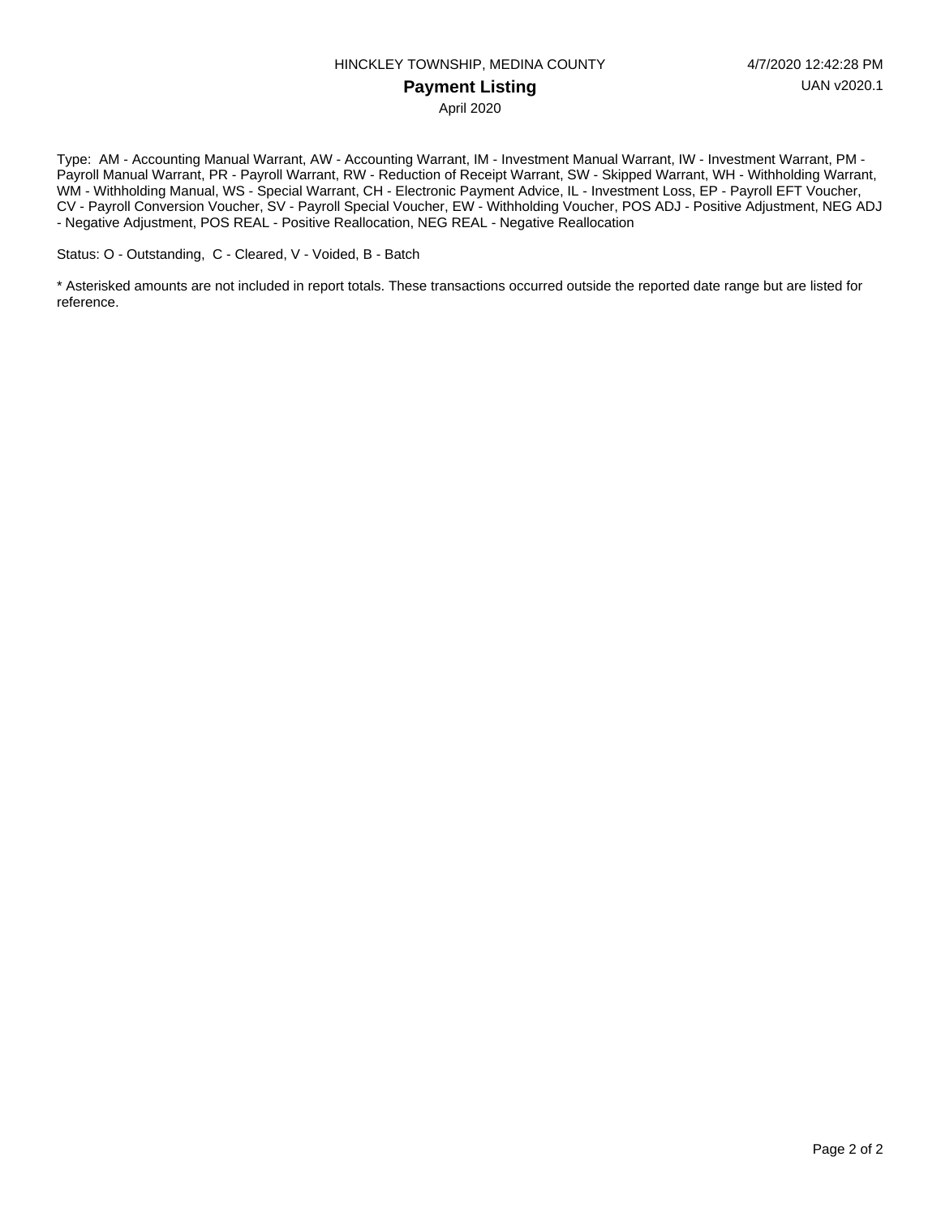Type: AM - Accounting Manual Warrant, AW - Accounting Warrant, IM - Investment Manual Warrant, IW - Investment Warrant, PM - Payroll Manual Warrant, PR - Payroll Warrant, RW - Reduction of Receipt Warrant, SW - Skipped Warrant, WH - Withholding Warrant, WM - Withholding Manual, WS - Special Warrant, CH - Electronic Payment Advice, IL - Investment Loss, EP - Payroll EFT Voucher, CV - Payroll Conversion Voucher, SV - Payroll Special Voucher, EW - Withholding Voucher, POS ADJ - Positive Adjustment, NEG ADJ - Negative Adjustment, POS REAL - Positive Reallocation, NEG REAL - Negative Reallocation

Status: O - Outstanding, C - Cleared, V - Voided, B - Batch

* Asterisked amounts are not included in report totals. These transactions occurred outside the reported date range but are listed for reference.